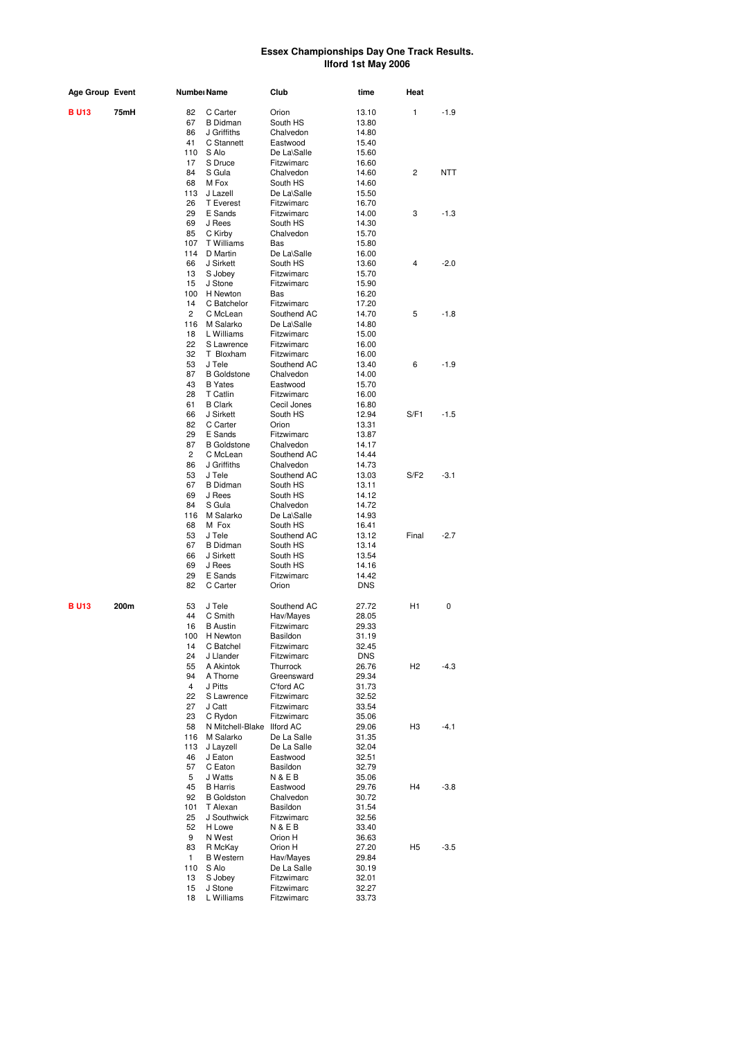# Essex Championships Day One Track Results.
## Ilford 1st May 2006

| Age Group | Event | Number | Name | Club | time | Heat | |
|---|---|---|---|---|---|---|---|
| **B U13** | **75mH** | 82 | C Carter | Orion | 13.10 | 1 | -1.9 |
| | | 67 | B Didman | South HS | 13.80 | | |
| | | 86 | J Griffiths | Chalvedon | 14.80 | | |
| | | 41 | C Stannett | Eastwood | 15.40 | | |
| | | 110 | S Alo | De La\Salle | 15.60 | | |
| | | 17 | S Druce | Fitzwimarc | 16.60 | | |
| | | 84 | S Gula | Chalvedon | 14.60 | 2 | NTT |
| | | 68 | M Fox | South HS | 14.60 | | |
| | | 113 | J Lazell | De La\Salle | 15.50 | | |
| | | 26 | T Everest | Fitzwimarc | 16.70 | | |
| | | 29 | E Sands | Fitzwimarc | 14.00 | 3 | -1.3 |
| | | 69 | J Rees | South HS | 14.30 | | |
| | | 85 | C Kirby | Chalvedon | 15.70 | | |
| | | 107 | T Williams | Bas | 15.80 | | |
| | | 114 | D Martin | De La\Salle | 16.00 | | |
| | | 66 | J Sirkett | South HS | 13.60 | 4 | -2.0 |
| | | 13 | S Jobey | Fitzwimarc | 15.70 | | |
| | | 15 | J Stone | Fitzwimarc | 15.90 | | |
| | | 100 | H Newton | Bas | 16.20 | | |
| | | 14 | C Batchelor | Fitzwimarc | 17.20 | | |
| | | 2 | C McLean | Southend AC | 14.70 | 5 | -1.8 |
| | | 116 | M Salarko | De La\Salle | 14.80 | | |
| | | 18 | L Williams | Fitzwimarc | 15.00 | | |
| | | 22 | S Lawrence | Fitzwimarc | 16.00 | | |
| | | 32 | T Bloxham | Fitzwimarc | 16.00 | | |
| | | 53 | J Tele | Southend AC | 13.40 | 6 | -1.9 |
| | | 87 | B Goldstone | Chalvedon | 14.00 | | |
| | | 43 | B Yates | Eastwood | 15.70 | | |
| | | 28 | T Catlin | Fitzwimarc | 16.00 | | |
| | | 61 | B Clark | Cecil Jones | 16.80 | | |
| | | 66 | J Sirkett | South HS | 12.94 | S/F1 | -1.5 |
| | | 82 | C Carter | Orion | 13.31 | | |
| | | 29 | E Sands | Fitzwimarc | 13.87 | | |
| | | 87 | B Goldstone | Chalvedon | 14.17 | | |
| | | 2 | C McLean | Southend AC | 14.44 | | |
| | | 86 | J Griffiths | Chalvedon | 14.73 | | |
| | | 53 | J Tele | Southend AC | 13.03 | S/F2 | -3.1 |
| | | 67 | B Didman | South HS | 13.11 | | |
| | | 69 | J Rees | South HS | 14.12 | | |
| | | 84 | S Gula | Chalvedon | 14.72 | | |
| | | 116 | M Salarko | De La\Salle | 14.93 | | |
| | | 68 | M Fox | South HS | 16.41 | | |
| | | 53 | J Tele | Southend AC | 13.12 | Final | -2.7 |
| | | 67 | B Didman | South HS | 13.14 | | |
| | | 66 | J Sirkett | South HS | 13.54 | | |
| | | 69 | J Rees | South HS | 14.16 | | |
| | | 29 | E Sands | Fitzwimarc | 14.42 | | |
| | | 82 | C Carter | Orion | DNS | | |
| **B U13** | **200m** | 53 | J Tele | Southend AC | 27.72 | H1 | 0 |
| | | 44 | C Smith | Hav/Mayes | 28.05 | | |
| | | 16 | B Austin | Fitzwimarc | 29.33 | | |
| | | 100 | H Newton | Basildon | 31.19 | | |
| | | 14 | C Batchel | Fitzwimarc | 32.45 | | |
| | | 24 | J Llander | Fitzwimarc | DNS | | |
| | | 55 | A Akintok | Thurrock | 26.76 | H2 | -4.3 |
| | | 94 | A Thorne | Greensward | 29.34 | | |
| | | 4 | J Pitts | C'ford AC | 31.73 | | |
| | | 22 | S Lawrence | Fitzwimarc | 32.52 | | |
| | | 27 | J Catt | Fitzwimarc | 33.54 | | |
| | | 23 | C Rydon | Fitzwimarc | 35.06 | | |
| | | 58 | N Mitchell-Blake | Ilford AC | 29.06 | H3 | -4.1 |
| | | 116 | M Salarko | De La Salle | 31.35 | | |
| | | 113 | J Layzell | De La Salle | 32.04 | | |
| | | 46 | J Eaton | Eastwood | 32.51 | | |
| | | 57 | C Eaton | Basildon | 32.79 | | |
| | | 5 | J Watts | N & E B | 35.06 | | |
| | | 45 | B Harris | Eastwood | 29.76 | H4 | -3.8 |
| | | 92 | B Goldston | Chalvedon | 30.72 | | |
| | | 101 | T Alexan | Basildon | 31.54 | | |
| | | 25 | J Southwick | Fitzwimarc | 32.56 | | |
| | | 52 | H Lowe | N & E B | 33.40 | | |
| | | 9 | N West | Orion H | 36.63 | | |
| | | 83 | R McKay | Orion H | 27.20 | H5 | -3.5 |
| | | 1 | B Western | Hav/Mayes | 29.84 | | |
| | | 110 | S Alo | De La Salle | 30.19 | | |
| | | 13 | S Jobey | Fitzwimarc | 32.01 | | |
| | | 15 | J Stone | Fitzwimarc | 32.27 | | |
| | | 18 | L Williams | Fitzwimarc | 33.73 | | |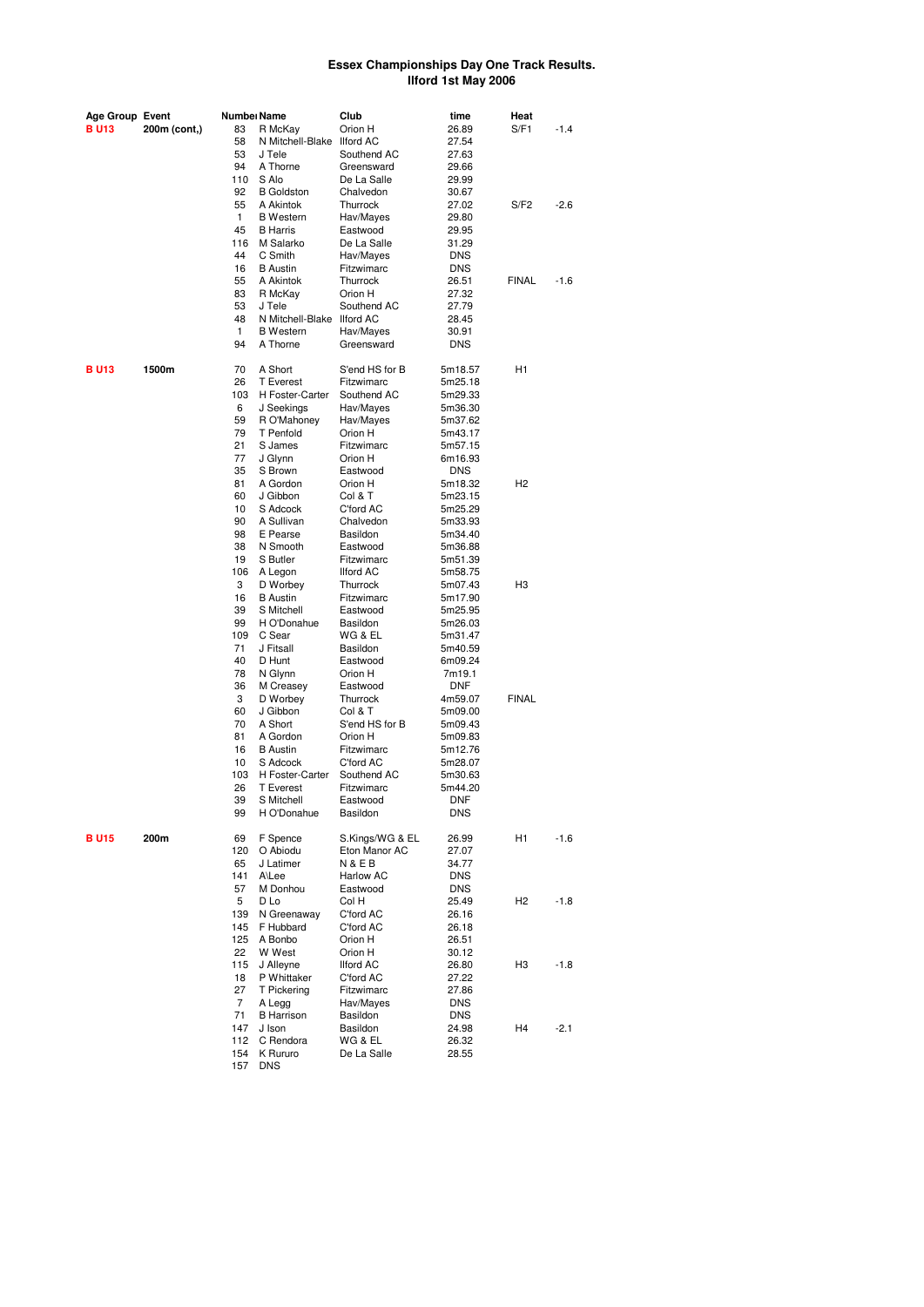**Essex Championships Day One Track Results.**
**Ilford 1st May 2006**

| Age Group | Event | Number | Name | Club | time | Heat | |
|---|---|---|---|---|---|---|---|
| **B U13** | **200m (cont,)** | 83 | R McKay | Orion H | 26.89 | S/F1 | -1.4 |
| | | 58 | N Mitchell-Blake | Ilford AC | 27.54 | | |
| | | 53 | J Tele | Southend AC | 27.63 | | |
| | | 94 | A Thorne | Greensward | 29.66 | | |
| | | 110 | S Alo | De La Salle | 29.99 | | |
| | | 92 | B Goldston | Chalvedon | 30.67 | | |
| | | 55 | A Akintok | Thurrock | 27.02 | S/F2 | -2.6 |
| | | 1 | B Western | Hav/Mayes | 29.80 | | |
| | | 45 | B Harris | Eastwood | 29.95 | | |
| | | 116 | M Salarko | De La Salle | 31.29 | | |
| | | 44 | C Smith | Hav/Mayes | DNS | | |
| | | 16 | B Austin | Fitzwimarc | DNS | | |
| | | 55 | A Akintok | Thurrock | 26.51 | FINAL | -1.6 |
| | | 83 | R McKay | Orion H | 27.32 | | |
| | | 53 | J Tele | Southend AC | 27.79 | | |
| | | 48 | N Mitchell-Blake | Ilford AC | 28.45 | | |
| | | 1 | B Western | Hav/Mayes | 30.91 | | |
| | | 94 | A Thorne | Greensward | DNS | | |
| **B U13** | **1500m** | 70 | A Short | S'end HS for B | 5m18.57 | H1 | |
| | | 26 | T Everest | Fitzwimarc | 5m25.18 | | |
| | | 103 | H Foster-Carter | Southend AC | 5m29.33 | | |
| | | 6 | J Seekings | Hav/Mayes | 5m36.30 | | |
| | | 59 | R O'Mahoney | Hav/Mayes | 5m37.62 | | |
| | | 79 | T Penfold | Orion H | 5m43.17 | | |
| | | 21 | S James | Fitzwimarc | 5m57.15 | | |
| | | 77 | J Glynn | Orion H | 6m16.93 | | |
| | | 35 | S Brown | Eastwood | DNS | | |
| | | 81 | A Gordon | Orion H | 5m18.32 | H2 | |
| | | 60 | J Gibbon | Col & T | 5m23.15 | | |
| | | 10 | S Adcock | C'ford AC | 5m25.29 | | |
| | | 90 | A Sullivan | Chalvedon | 5m33.93 | | |
| | | 98 | E Pearse | Basildon | 5m34.40 | | |
| | | 38 | N Smooth | Eastwood | 5m36.88 | | |
| | | 19 | S Butler | Fitzwimarc | 5m51.39 | | |
| | | 106 | A Legon | Ilford AC | 5m58.75 | | |
| | | 3 | D Worbey | Thurrock | 5m07.43 | H3 | |
| | | 16 | B Austin | Fitzwimarc | 5m17.90 | | |
| | | 39 | S Mitchell | Eastwood | 5m25.95 | | |
| | | 99 | H O'Donahue | Basildon | 5m26.03 | | |
| | | 109 | C Sear | WG & EL | 5m31.47 | | |
| | | 71 | J Fitsall | Basildon | 5m40.59 | | |
| | | 40 | D Hunt | Eastwood | 6m09.24 | | |
| | | 78 | N Glynn | Orion H | 7m19.1 | | |
| | | 36 | M Creasey | Eastwood | DNF | | |
| | | 3 | D Worbey | Thurrock | 4m59.07 | FINAL | |
| | | 60 | J Gibbon | Col & T | 5m09.00 | | |
| | | 70 | A Short | S'end HS for B | 5m09.43 | | |
| | | 81 | A Gordon | Orion H | 5m09.83 | | |
| | | 16 | B Austin | Fitzwimarc | 5m12.76 | | |
| | | 10 | S Adcock | C'ford AC | 5m28.07 | | |
| | | 103 | H Foster-Carter | Southend AC | 5m30.63 | | |
| | | 26 | T Everest | Fitzwimarc | 5m44.20 | | |
| | | 39 | S Mitchell | Eastwood | DNF | | |
| | | 99 | H O'Donahue | Basildon | DNS | | |
| **B U15** | **200m** | 69 | F Spence | S.Kings/WG & EL | 26.99 | H1 | -1.6 |
| | | 120 | O Abiodu | Eton Manor AC | 27.07 | | |
| | | 65 | J Latimer | N & E B | 34.77 | | |
| | | 141 | A\Lee | Harlow AC | DNS | | |
| | | 57 | M Donhou | Eastwood | DNS | | |
| | | 5 | D Lo | Col H | 25.49 | H2 | -1.8 |
| | | 139 | N Greenaway | C'ford AC | 26.16 | | |
| | | 145 | F Hubbard | C'ford AC | 26.18 | | |
| | | 125 | A Bonbo | Orion H | 26.51 | | |
| | | 22 | W West | Orion H | 30.12 | | |
| | | 115 | J Alleyne | Ilford AC | 26.80 | H3 | -1.8 |
| | | 18 | P Whittaker | C'ford AC | 27.22 | | |
| | | 27 | T Pickering | Fitzwimarc | 27.86 | | |
| | | 7 | A Legg | Hav/Mayes | DNS | | |
| | | 71 | B Harrison | Basildon | DNS | | |
| | | 147 | J Ison | Basildon | 24.98 | H4 | -2.1 |
| | | 112 | C Rendora | WG & EL | 26.32 | | |
| | | 154 | K Rururo | De La Salle | 28.55 | | |
| | | 157 | DNS | | | | |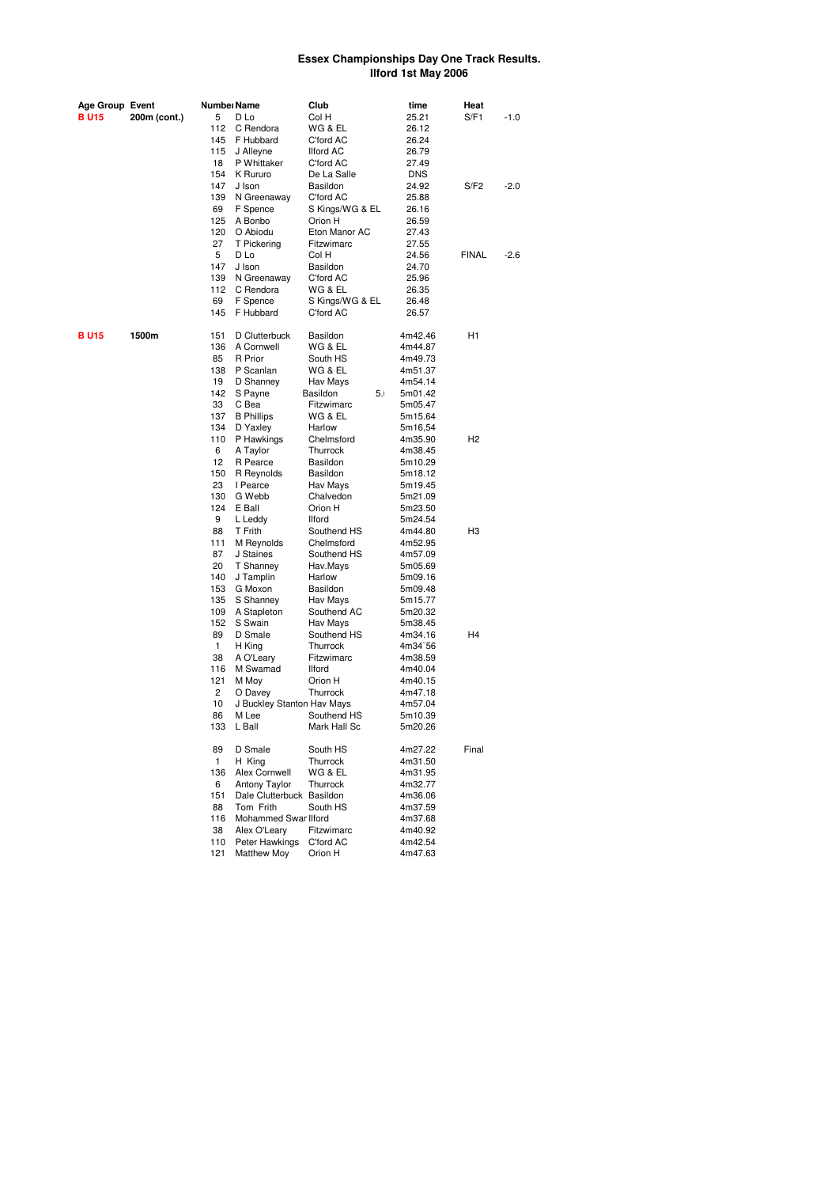# Essex Championships Day One Track Results.
## Ilford 1st May 2006

| Age Group | Event | Number | Name | Club | time | Heat | |
|---|---|---|---|---|---|---|---|
| **B U15** | **200m (cont.)** | 5 | D Lo | Col H | 25.21 | S/F1 | -1.0 |
| | | 112 | C Rendora | WG & EL | 26.12 | | |
| | | 145 | F Hubbard | C'ford AC | 26.24 | | |
| | | 115 | J Alleyne | Ilford AC | 26.79 | | |
| | | 18 | P Whittaker | C'ford AC | 27.49 | | |
| | | 154 | K Rururo | De La Salle | DNS | | |
| | | 147 | J Ison | Basildon | 24.92 | S/F2 | -2.0 |
| | | 139 | N Greenaway | C'ford AC | 25.88 | | |
| | | 69 | F Spence | S Kings/WG & EL | 26.16 | | |
| | | 125 | A Bonbo | Orion H | 26.59 | | |
| | | 120 | O Abiodu | Eton Manor AC | 27.43 | | |
| | | 27 | T Pickering | Fitzwimarc | 27.55 | | |
| | | 5 | D Lo | Col H | 24.56 | FINAL | -2.6 |
| | | 147 | J Ison | Basildon | 24.70 | | |
| | | 139 | N Greenaway | C'ford AC | 25.96 | | |
| | | 112 | C Rendora | WG & EL | 26.35 | | |
| | | 69 | F Spence | S Kings/WG & EL | 26.48 | | |
| | | 145 | F Hubbard | C'ford AC | 26.57 | | |
| **B U15** | **1500m** | 151 | D Clutterbuck | Basildon | 4m42.46 | H1 | |
| | | 136 | A Cornwell | WG & EL | 4m44.87 | | |
| | | 85 | R Prior | South HS | 4m49.73 | | |
| | | 138 | P Scanlan | WG & EL | 4m51.37 | | |
| | | 19 | D Shanney | Hav Mays | 4m54.14 | | |
| | | 142 | S Payne | Basildon 5.0 | 5m01.42 | | |
| | | 33 | C Bea | Fitzwimarc | 5m05.47 | | |
| | | 137 | B Phillips | WG & EL | 5m15.64 | | |
| | | 134 | D Yaxley | Harlow | 5m16,54 | | |
| | | 110 | P Hawkings | Chelmsford | 4m35.90 | H2 | |
| | | 6 | A Taylor | Thurrock | 4m38.45 | | |
| | | 12 | R Pearce | Basildon | 5m10.29 | | |
| | | 150 | R Reynolds | Basildon | 5m18.12 | | |
| | | 23 | I Pearce | Hav Mays | 5m19.45 | | |
| | | 130 | G Webb | Chalvedon | 5m21.09 | | |
| | | 124 | E Ball | Orion H | 5m23.50 | | |
| | | 9 | L Leddy | Ilford | 5m24.54 | | |
| | | 88 | T Frith | Southend HS | 4m44.80 | H3 | |
| | | 111 | M Reynolds | Chelmsford | 4m52.95 | | |
| | | 87 | J Staines | Southend HS | 4m57.09 | | |
| | | 20 | T Shanney | Hav.Mays | 5m05.69 | | |
| | | 140 | J Tamplin | Harlow | 5m09.16 | | |
| | | 153 | G Moxon | Basildon | 5m09.48 | | |
| | | 135 | S Shanney | Hav Mays | 5m15.77 | | |
| | | 109 | A Stapleton | Southend AC | 5m20.32 | | |
| | | 152 | S Swain | Hav Mays | 5m38.45 | | |
| | | 89 | D Smale | Southend HS | 4m34.16 | H4 | |
| | | 1 | H King | Thurrock | 4m34`56 | | |
| | | 38 | A O'Leary | Fitzwimarc | 4m38.59 | | |
| | | 116 | M Swamad | Ilford | 4m40.04 | | |
| | | 121 | M Moy | Orion H | 4m40.15 | | |
| | | 2 | O Davey | Thurrock | 4m47.18 | | |
| | | 10 | J Buckley Stanton | Hav Mays | 4m57.04 | | |
| | | 86 | M Lee | Southend HS | 5m10.39 | | |
| | | 133 | L Ball | Mark Hall Sc | 5m20.26 | | |
| | | 89 | D Smale | South HS | 4m27.22 | Final | |
| | | 1 | H King | Thurrock | 4m31.50 | | |
| | | 136 | Alex Cornwell | WG & EL | 4m31.95 | | |
| | | 6 | Antony Taylor | Thurrock | 4m32.77 | | |
| | | 151 | Dale Clutterbuck | Basildon | 4m36.06 | | |
| | | 88 | Tom Frith | South HS | 4m37.59 | | |
| | | 116 | Mohammed Swar | Ilford | 4m37.68 | | |
| | | 38 | Alex O'Leary | Fitzwimarc | 4m40.92 | | |
| | | 110 | Peter Hawkings | C'ford AC | 4m42.54 | | |
| | | 121 | Matthew Moy | Orion H | 4m47.63 | | |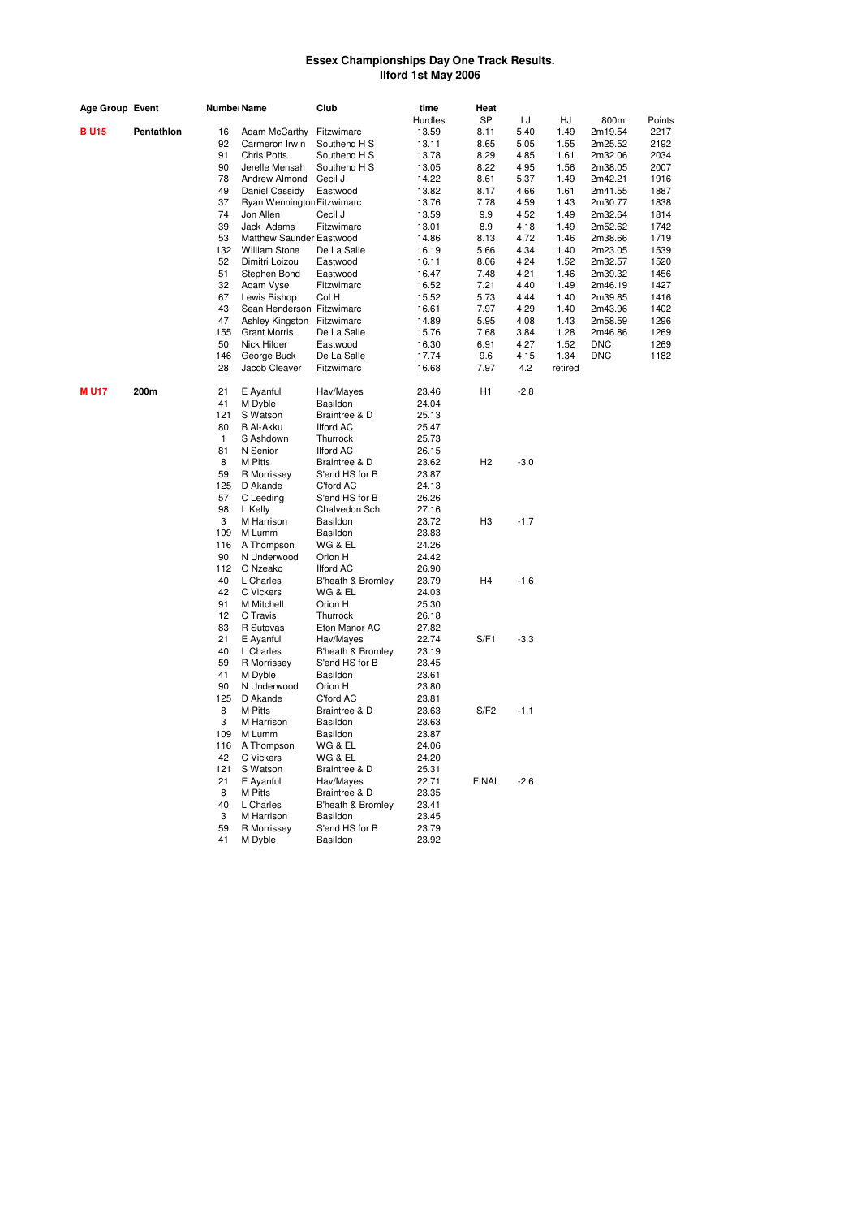**Essex Championships Day One Track Results.**
**Ilford 1st May 2006**

| Age Group | Event | Number | Name | Club | time Hurdles | Heat SP | LJ | HJ | 800m | Points |
|---|---|---|---|---|---|---|---|---|---|---|
| **B U15** | **Pentathlon** | 16 | Adam McCarthy | Fitzwimarc | 13.59 | 8.11 | 5.40 | 1.49 | 2m19.54 | 2217 |
| | | 92 | Carmeron Irwin | Southend H S | 13.11 | 8.65 | 5.05 | 1.55 | 2m25.52 | 2192 |
| | | 91 | Chris Potts | Southend H S | 13.78 | 8.29 | 4.85 | 1.61 | 2m32.06 | 2034 |
| | | 90 | Jerelle Mensah | Southend H S | 13.05 | 8.22 | 4.95 | 1.56 | 2m38.05 | 2007 |
| | | 78 | Andrew Almond | Cecil J | 14.22 | 8.61 | 5.37 | 1.49 | 2m42.21 | 1916 |
| | | 49 | Daniel Cassidy | Eastwood | 13.82 | 8.17 | 4.66 | 1.61 | 2m41.55 | 1887 |
| | | 37 | Ryan Wennington | Fitzwimarc | 13.76 | 7.78 | 4.59 | 1.43 | 2m30.77 | 1838 |
| | | 74 | Jon Allen | Cecil J | 13.59 | 9.9 | 4.52 | 1.49 | 2m32.64 | 1814 |
| | | 39 | Jack Adams | Fitzwimarc | 13.01 | 8.9 | 4.18 | 1.49 | 2m52.62 | 1742 |
| | | 53 | Matthew Saunder | Eastwood | 14.86 | 8.13 | 4.72 | 1.46 | 2m38.66 | 1719 |
| | | 132 | William Stone | De La Salle | 16.19 | 5.66 | 4.34 | 1.40 | 2m23.05 | 1539 |
| | | 52 | Dimitri Loizou | Eastwood | 16.11 | 8.06 | 4.24 | 1.52 | 2m32.57 | 1520 |
| | | 51 | Stephen Bond | Eastwood | 16.47 | 7.48 | 4.21 | 1.46 | 2m39.32 | 1456 |
| | | 32 | Adam Vyse | Fitzwimarc | 16.52 | 7.21 | 4.40 | 1.49 | 2m46.19 | 1427 |
| | | 67 | Lewis Bishop | Col H | 15.52 | 5.73 | 4.44 | 1.40 | 2m39.85 | 1416 |
| | | 43 | Sean Henderson | Fitzwimarc | 16.61 | 7.97 | 4.29 | 1.40 | 2m43.96 | 1402 |
| | | 47 | Ashley Kingston | Fitzwimarc | 14.89 | 5.95 | 4.08 | 1.43 | 2m58.59 | 1296 |
| | | 155 | Grant Morris | De La Salle | 15.76 | 7.68 | 3.84 | 1.28 | 2m46.86 | 1269 |
| | | 50 | Nick Hilder | Eastwood | 16.30 | 6.91 | 4.27 | 1.52 | DNC | 1269 |
| | | 146 | George Buck | De La Salle | 17.74 | 9.6 | 4.15 | 1.34 | DNC | 1182 |
| | | 28 | Jacob Cleaver | Fitzwimarc | 16.68 | 7.97 | 4.2 | retired | | |
| **M U17** | **200m** | 21 | E Ayanful | Hav/Mayes | 23.46 | H1 | -2.8 | | | |
| | | 41 | M Dyble | Basildon | 24.04 | | | | | |
| | | 121 | S Watson | Braintree & D | 25.13 | | | | | |
| | | 80 | B Al-Akku | Ilford AC | 25.47 | | | | | |
| | | 1 | S Ashdown | Thurrock | 25.73 | | | | | |
| | | 81 | N Senior | Ilford AC | 26.15 | | | | | |
| | | 8 | M Pitts | Braintree & D | 23.62 | H2 | -3.0 | | | |
| | | 59 | R Morrissey | S'end HS for B | 23.87 | | | | | |
| | | 125 | D Akande | C'ford AC | 24.13 | | | | | |
| | | 57 | C Leeding | S'end HS for B | 26.26 | | | | | |
| | | 98 | L Kelly | Chalvedon Sch | 27.16 | | | | | |
| | | 3 | M Harrison | Basildon | 23.72 | H3 | -1.7 | | | |
| | | 109 | M Lumm | Basildon | 23.83 | | | | | |
| | | 116 | A Thompson | WG & EL | 24.26 | | | | | |
| | | 90 | N Underwood | Orion H | 24.42 | | | | | |
| | | 112 | O Nzeako | Ilford AC | 26.90 | | | | | |
| | | 40 | L Charles | B'heath & Bromley | 23.79 | H4 | -1.6 | | | |
| | | 42 | C Vickers | WG & EL | 24.03 | | | | | |
| | | 91 | M Mitchell | Orion H | 25.30 | | | | | |
| | | 12 | C Travis | Thurrock | 26.18 | | | | | |
| | | 83 | R Sutovas | Eton Manor AC | 27.82 | | | | | |
| | | 21 | E Ayanful | Hav/Mayes | 22.74 | S/F1 | -3.3 | | | |
| | | 40 | L Charles | B'heath & Bromley | 23.19 | | | | | |
| | | 59 | R Morrissey | S'end HS for B | 23.45 | | | | | |
| | | 41 | M Dyble | Basildon | 23.61 | | | | | |
| | | 90 | N Underwood | Orion H | 23.80 | | | | | |
| | | 125 | D Akande | C'ford AC | 23.81 | | | | | |
| | | 8 | M Pitts | Braintree & D | 23.63 | S/F2 | -1.1 | | | |
| | | 3 | M Harrison | Basildon | 23.63 | | | | | |
| | | 109 | M Lumm | Basildon | 23.87 | | | | | |
| | | 116 | A Thompson | WG & EL | 24.06 | | | | | |
| | | 42 | C Vickers | WG & EL | 24.20 | | | | | |
| | | 121 | S Watson | Braintree & D | 25.31 | | | | | |
| | | 21 | E Ayanful | Hav/Mayes | 22.71 | FINAL | -2.6 | | | |
| | | 8 | M Pitts | Braintree & D | 23.35 | | | | | |
| | | 40 | L Charles | B'heath & Bromley | 23.41 | | | | | |
| | | 3 | M Harrison | Basildon | 23.45 | | | | | |
| | | 59 | R Morrissey | S'end HS for B | 23.79 | | | | | |
| | | 41 | M Dyble | Basildon | 23.92 | | | | | |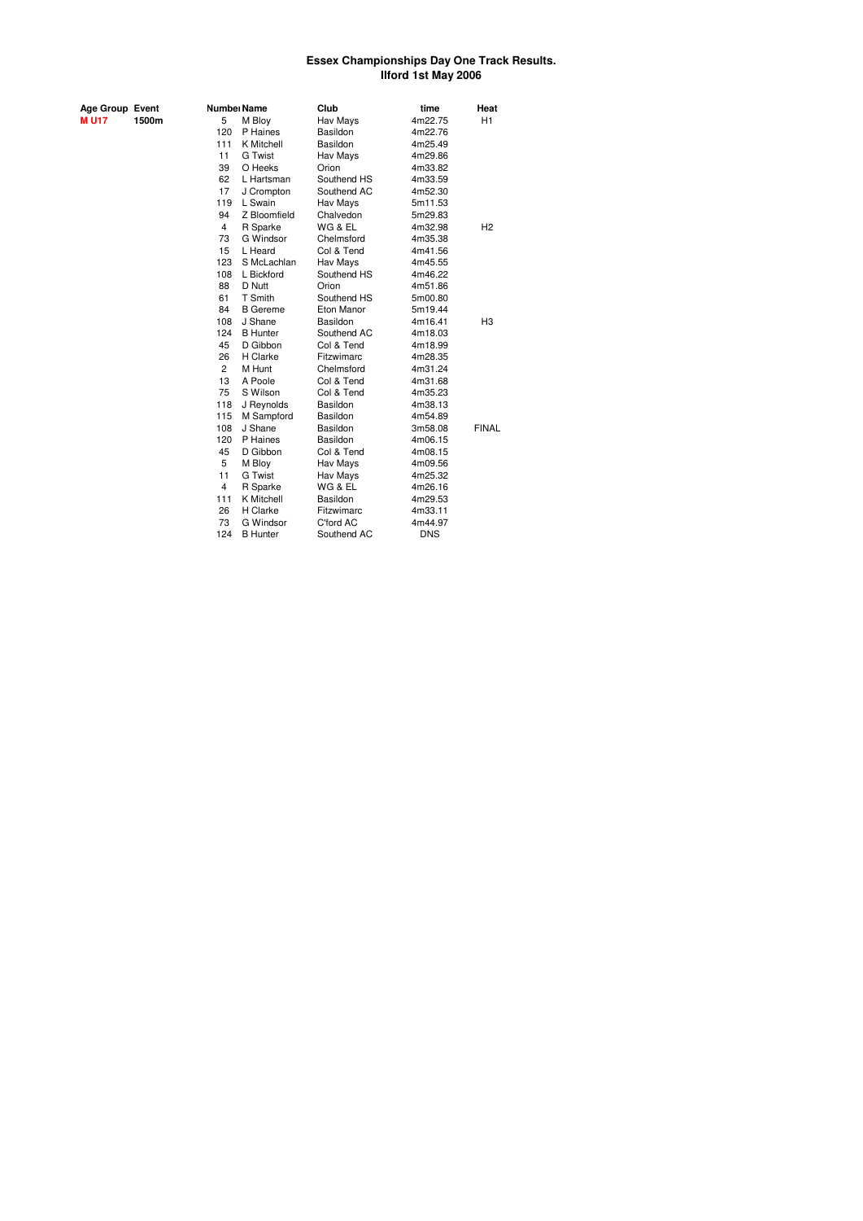# Essex Championships Day One Track Results.
## Ilford 1st May 2006

| Age Group | Event | Number | Name | Club | time | Heat |
|---|---|---|---|---|---|---|
| **M U17** | **1500m** | 5 | M Bloy | Hav Mays | 4m22.75 | H1 |
| | | 120 | P Haines | Basildon | 4m22.76 | |
| | | 111 | K Mitchell | Basildon | 4m25.49 | |
| | | 11 | G Twist | Hav Mays | 4m29.86 | |
| | | 39 | O Heeks | Orion | 4m33.82 | |
| | | 62 | L Hartsman | Southend HS | 4m33.59 | |
| | | 17 | J Crompton | Southend AC | 4m52.30 | |
| | | 119 | L Swain | Hav Mays | 5m11.53 | |
| | | 94 | Z Bloomfield | Chalvedon | 5m29.83 | |
| | | 4 | R Sparke | WG & EL | 4m32.98 | H2 |
| | | 73 | G Windsor | Chelmsford | 4m35.38 | |
| | | 15 | L Heard | Col & Tend | 4m41.56 | |
| | | 123 | S McLachlan | Hav Mays | 4m45.55 | |
| | | 108 | L Bickford | Southend HS | 4m46.22 | |
| | | 88 | D Nutt | Orion | 4m51.86 | |
| | | 61 | T Smith | Southend HS | 5m00.80 | |
| | | 84 | B Gereme | Eton Manor | 5m19.44 | |
| | | 108 | J Shane | Basildon | 4m16.41 | H3 |
| | | 124 | B Hunter | Southend AC | 4m18.03 | |
| | | 45 | D Gibbon | Col & Tend | 4m18.99 | |
| | | 26 | H Clarke | Fitzwimarc | 4m28.35 | |
| | | 2 | M Hunt | Chelmsford | 4m31.24 | |
| | | 13 | A Poole | Col & Tend | 4m31.68 | |
| | | 75 | S Wilson | Col & Tend | 4m35.23 | |
| | | 118 | J Reynolds | Basildon | 4m38.13 | |
| | | 115 | M Sampford | Basildon | 4m54.89 | |
| | | 108 | J Shane | Basildon | 3m58.08 | FINAL |
| | | 120 | P Haines | Basildon | 4m06.15 | |
| | | 45 | D Gibbon | Col & Tend | 4m08.15 | |
| | | 5 | M Bloy | Hav Mays | 4m09.56 | |
| | | 11 | G Twist | Hav Mays | 4m25.32 | |
| | | 4 | R Sparke | WG & EL | 4m26.16 | |
| | | 111 | K Mitchell | Basildon | 4m29.53 | |
| | | 26 | H Clarke | Fitzwimarc | 4m33.11 | |
| | | 73 | G Windsor | C'ford AC | 4m44.97 | |
| | | 124 | B Hunter | Southend AC | DNS | |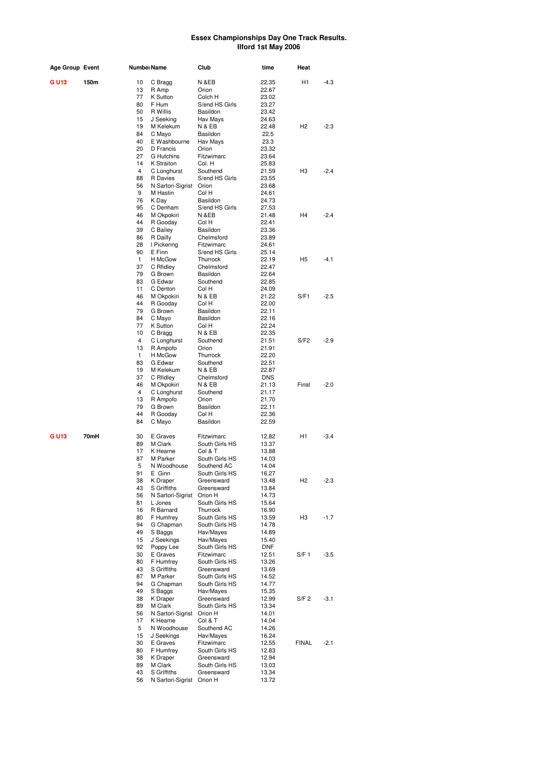# Essex Championships Day One Track Results.
## Ilford 1st May 2006

| Age Group | Event | Number | Name | Club | time | Heat | |
|---|---|---|---|---|---|---|---|
| **G U13** | **150m** | 10 | C Bragg | N &EB | 22.35 | H1 | -4.3 |
| | | 13 | R Amp | Orion | 22.67 | | |
| | | 77 | K Sutton | Colch H | 23.02 | | |
| | | 80 | F Hum | S/end HS Girls | 23.27 | | |
| | | 50 | R Willis | Basildon | 23.42 | | |
| | | 15 | J Seeking | Hav Mays | 24.63 | | |
| | | 19 | M Kelekum | N & EB | 22.48 | H2 | -2.3 |
| | | 84 | C Mayo | Basildon | 22.5 | | |
| | | 40 | E Washbourne | Hav Mays | 23.3 | | |
| | | 20 | D Francis | Orion | 23.32 | | |
| | | 27 | G Hutchins | Fitzwimarc | 23.64 | | |
| | | 14 | K Straiton | Col. H | 25.83 | | |
| | | 4 | C Longhurst | Southend | 21.59 | H3 | -2.4 |
| | | 88 | R Davies | S/end HS Girls | 23.55 | | |
| | | 56 | N Sartori-Sigrist | Orion | 23.68 | | |
| | | 9 | M Hastin | Col H | 24.61 | | |
| | | 76 | K Day | Basildon | 24.73 | | |
| | | 95 | C Denham | S/end HS Girls | 27.53 | | |
| | | 46 | M Okpokiri | N &EB | 21.48 | H4 | -2.4 |
| | | 44 | R Gooday | Col H | 22.41 | | |
| | | 39 | C Bailey | Basildon | 23.36 | | |
| | | 86 | R Dailly | Chelmsford | 23.89 | | |
| | | 28 | I Pickering | Fitzwimarc | 24.61 | | |
| | | 90 | E Finn | S/end HS Girls | 25.14 | | |
| | | 1 | H McGow | Thurrock | 22.19 | H5 | -4.1 |
| | | 37 | C Rfidley | Chelmsford | 22.47 | | |
| | | 79 | G Brown | Basildon | 22.64 | | |
| | | 83 | G Edwar | Southend | 22.85 | | |
| | | 11 | C Denton | Col H | 24.09 | | |
| | | 46 | M Okpokiri | N & EB | 21.22 | S/F1 | -2.5 |
| | | 44 | R Gooday | Col H | 22.00 | | |
| | | 79 | G Brown | Basildon | 22.11 | | |
| | | 84 | C Mayo | Basildon | 22.16 | | |
| | | 77 | K Sutton | Col H | 22.24 | | |
| | | 10 | C Bragg | N & EB | 22.35 | | |
| | | 4 | C Longhurst | Southend | 21.51 | S/F2 | -2.9 |
| | | 13 | R Ampofo | Orion | 21.91 | | |
| | | 1 | H McGow | Thurrock | 22.20 | | |
| | | 83 | G Edwar | Southend | 22.51 | | |
| | | 19 | M Kelekum | N & EB | 22.87 | | |
| | | 37 | C Rfidley | Chelmsford | DNS | | |
| | | 46 | M Okpokiri | N & EB | 21.13 | Final | -2.0 |
| | | 4 | C Longhurst | Southend | 21.17 | | |
| | | 13 | R Ampofo | Orion | 21.70 | | |
| | | 79 | G Brown | Basildon | 22.11 | | |
| | | 44 | R Gooday | Col H | 22.36 | | |
| | | 84 | C Mayo | Basildon | 22.59 | | |
| **G U13** | **70mH** | 30 | E Graves | Fitzwimarc | 12.82 | H1 | -3.4 |
| | | 89 | M Clark | South Girls HS | 13.37 | | |
| | | 17 | K Hearne | Col & T | 13.88 | | |
| | | 87 | M Parker | South Girls HS | 14.03 | | |
| | | 5 | N Woodhouse | Southend AC | 14.04 | | |
| | | 91 | E Ginn | South Girls HS | 16.27 | | |
| | | 38 | K Draper | Greensward | 13.48 | H2 | -2.3 |
| | | 43 | S Griffiths | Greensward | 13.84 | | |
| | | 56 | N Sartori-Sigrist | Orion H | 14.73 | | |
| | | 81 | L Jones | South Girls HS | 15.64 | | |
| | | 16 | R Barnard | Thurrock | 16.90 | | |
| | | 80 | F Humfrey | South Girls HS | 13.59 | H3 | -1.7 |
| | | 94 | G Chapman | South Girls HS | 14.78 | | |
| | | 49 | S Baggs | Hav/Mayes | 14.89 | | |
| | | 15 | J Seekings | Hav/Mayes | 15.40 | | |
| | | 92 | Poppy Lee | South Girls HS | DNF | | |
| | | 30 | E Graves | Fitzwimarc | 12.51 | S/F 1 | -3.5 |
| | | 80 | F Humfrey | South Girls HS | 13.26 | | |
| | | 43 | S Griffiths | Greensward | 13.69 | | |
| | | 87 | M Parker | South Girls HS | 14.52 | | |
| | | 94 | G Chapman | South Girls HS | 14.77 | | |
| | | 49 | S Baggs | Hav/Mayes | 15.35 | | |
| | | 38 | K Draper | Greensward | 12.99 | S/F 2 | -3.1 |
| | | 89 | M Clark | South Girls HS | 13.34 | | |
| | | 56 | N Sartori-Sigrist | Orion H | 14.01 | | |
| | | 17 | K Hearne | Col & T | 14.04 | | |
| | | 5 | N Woodhouse | Southend AC | 14.26 | | |
| | | 15 | J Seekings | Hav/Mayes | 16.24 | | |
| | | 30 | E Graves | Fitzwimarc | 12.55 | FINAL | -2.1 |
| | | 80 | F Humfrey | South Girls HS | 12.83 | | |
| | | 38 | K Draper | Greensward | 12.94 | | |
| | | 89 | M Clark | South Girls HS | 13.03 | | |
| | | 43 | S Griffiths | Greensward | 13.34 | | |
| | | 56 | N Sartori-Sigrist | Orion H | 13.72 | | |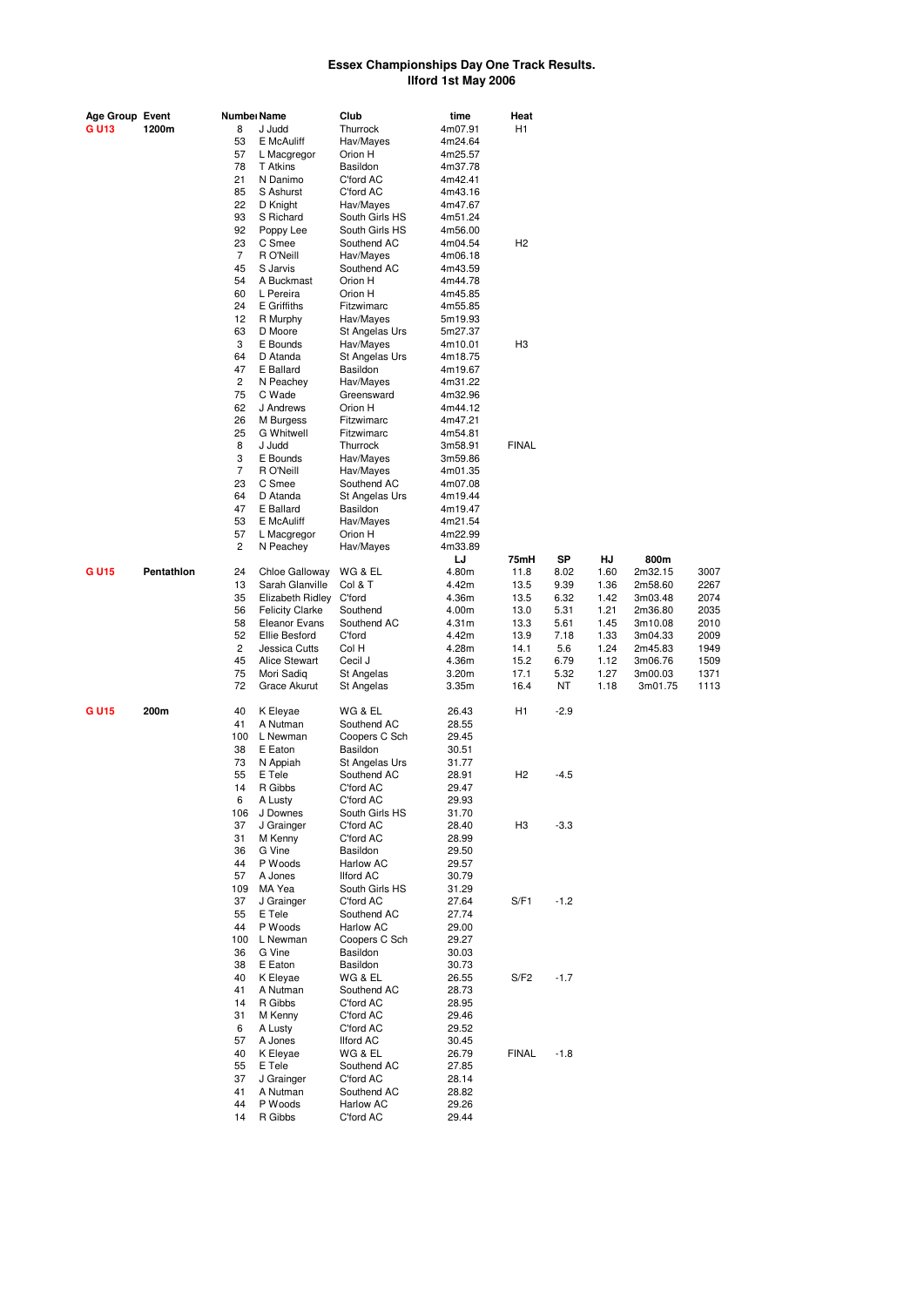# Essex Championships Day One Track Results.
## Ilford 1st May 2006

| Age Group | Event | Number | Name | Club | time | Heat | | | | |
|---|---|---|---|---|---|---|---|---|---|---|
| G U13 | 1200m | 8 | J Judd | Thurrock | 4m07.91 | H1 | | | | |
| | | 53 | E McAuliff | Hav/Mayes | 4m24.64 | | | | | |
| | | 57 | L Macgregor | Orion H | 4m25.57 | | | | | |
| | | 78 | T Atkins | Basildon | 4m37.78 | | | | | |
| | | 21 | N Danimo | C'ford AC | 4m42.41 | | | | | |
| | | 85 | S Ashurst | C'ford AC | 4m43.16 | | | | | |
| | | 22 | D Knight | Hav/Mayes | 4m47.67 | | | | | |
| | | 93 | S Richard | South Girls HS | 4m51.24 | | | | | |
| | | 92 | Poppy Lee | South Girls HS | 4m56.00 | | | | | |
| | | 23 | C Smee | Southend AC | 4m04.54 | H2 | | | | |
| | | 7 | R O'Neill | Hav/Mayes | 4m06.18 | | | | | |
| | | 45 | S Jarvis | Southend AC | 4m43.59 | | | | | |
| | | 54 | A Buckmast | Orion H | 4m44.78 | | | | | |
| | | 60 | L Pereira | Orion H | 4m45.85 | | | | | |
| | | 24 | E Griffiths | Fitzwimarc | 4m55.85 | | | | | |
| | | 12 | R Murphy | Hav/Mayes | 5m19.93 | | | | | |
| | | 63 | D Moore | St Angelas Urs | 5m27.37 | | | | | |
| | | 3 | E Bounds | Hav/Mayes | 4m10.01 | H3 | | | | |
| | | 64 | D Atanda | St Angelas Urs | 4m18.75 | | | | | |
| | | 47 | E Ballard | Basildon | 4m19.67 | | | | | |
| | | 2 | N Peachey | Hav/Mayes | 4m31.22 | | | | | |
| | | 75 | C Wade | Greensward | 4m32.96 | | | | | |
| | | 62 | J Andrews | Orion H | 4m44.12 | | | | | |
| | | 26 | M Burgess | Fitzwimarc | 4m47.21 | | | | | |
| | | 25 | G Whitwell | Fitzwimarc | 4m54.81 | | | | | |
| | | 8 | J Judd | Thurrock | 3m58.91 | FINAL | | | | |
| | | 3 | E Bounds | Hav/Mayes | 3m59.86 | | | | | |
| | | 7 | R O'Neill | Hav/Mayes | 4m01.35 | | | | | |
| | | 23 | C Smee | Southend AC | 4m07.08 | | | | | |
| | | 64 | D Atanda | St Angelas Urs | 4m19.44 | | | | | |
| | | 47 | E Ballard | Basildon | 4m19.47 | | | | | |
| | | 53 | E McAuliff | Hav/Mayes | 4m21.54 | | | | | |
| | | 57 | L Macgregor | Orion H | 4m22.99 | | | | | |
| | | 2 | N Peachey | Hav/Mayes | 4m33.89 | | | | | |
| | | | | | LJ | 75mH | SP | HJ | 800m | |
| G U15 | Pentathlon | 24 | Chloe Galloway | WG & EL | 4.80m | 11.8 | 8.02 | 1.60 | 2m32.15 | 3007 |
| | | 13 | Sarah Glanville | Col & T | 4.42m | 13.5 | 9.39 | 1.36 | 2m58.60 | 2267 |
| | | 35 | Elizabeth Ridley | C'ford | 4.36m | 13.5 | 6.32 | 1.42 | 3m03.48 | 2074 |
| | | 56 | Felicity Clarke | Southend | 4.00m | 13.0 | 5.31 | 1.21 | 2m36.80 | 2035 |
| | | 58 | Eleanor Evans | Southend AC | 4.31m | 13.3 | 5.61 | 1.45 | 3m10.08 | 2010 |
| | | 52 | Ellie Besford | C'ford | 4.42m | 13.9 | 7.18 | 1.33 | 3m04.33 | 2009 |
| | | 2 | Jessica Cutts | Col H | 4.28m | 14.1 | 5.6 | 1.24 | 2m45.83 | 1949 |
| | | 45 | Alice Stewart | Cecil J | 4.36m | 15.2 | 6.79 | 1.12 | 3m06.76 | 1509 |
| | | 75 | Mori Sadiq | St Angelas | 3.20m | 17.1 | 5.32 | 1.27 | 3m00.03 | 1371 |
| | | 72 | Grace Akurut | St Angelas | 3.35m | 16.4 | NT | 1.18 | 3m01.75 | 1113 |
| G U15 | 200m | 40 | K Eleyae | WG & EL | 26.43 | H1 | -2.9 | | | |
| | | 41 | A Nutman | Southend AC | 28.55 | | | | | |
| | | 100 | L Newman | Coopers C Sch | 29.45 | | | | | |
| | | 38 | E Eaton | Basildon | 30.51 | | | | | |
| | | 73 | N Appiah | St Angelas Urs | 31.77 | | | | | |
| | | 55 | E Tele | Southend AC | 28.91 | H2 | -4.5 | | | |
| | | 14 | R Gibbs | C'ford AC | 29.47 | | | | | |
| | | 6 | A Lusty | C'ford AC | 29.93 | | | | | |
| | | 106 | J Downes | South Girls HS | 31.70 | | | | | |
| | | 37 | J Grainger | C'ford AC | 28.40 | H3 | -3.3 | | | |
| | | 31 | M Kenny | C'ford AC | 28.99 | | | | | |
| | | 36 | G Vine | Basildon | 29.50 | | | | | |
| | | 44 | P Woods | Harlow AC | 29.57 | | | | | |
| | | 57 | A Jones | Ilford AC | 30.79 | | | | | |
| | | 109 | MA Yea | South Girls HS | 31.29 | | | | | |
| | | 37 | J Grainger | C'ford AC | 27.64 | S/F1 | -1.2 | | | |
| | | 55 | E Tele | Southend AC | 27.74 | | | | | |
| | | 44 | P Woods | Harlow AC | 29.00 | | | | | |
| | | 100 | L Newman | Coopers C Sch | 29.27 | | | | | |
| | | 36 | G Vine | Basildon | 30.03 | | | | | |
| | | 38 | E Eaton | Basildon | 30.73 | | | | | |
| | | 40 | K Eleyae | WG & EL | 26.55 | S/F2 | -1.7 | | | |
| | | 41 | A Nutman | Southend AC | 28.73 | | | | | |
| | | 14 | R Gibbs | C'ford AC | 28.95 | | | | | |
| | | 31 | M Kenny | C'ford AC | 29.46 | | | | | |
| | | 6 | A Lusty | C'ford AC | 29.52 | | | | | |
| | | 57 | A Jones | Ilford AC | 30.45 | | | | | |
| | | 40 | K Eleyae | WG & EL | 26.79 | FINAL | -1.8 | | | |
| | | 55 | E Tele | Southend AC | 27.85 | | | | | |
| | | 37 | J Grainger | C'ford AC | 28.14 | | | | | |
| | | 41 | A Nutman | Southend AC | 28.82 | | | | | |
| | | 44 | P Woods | Harlow AC | 29.26 | | | | | |
| | | 14 | R Gibbs | C'ford AC | 29.44 | | | | | |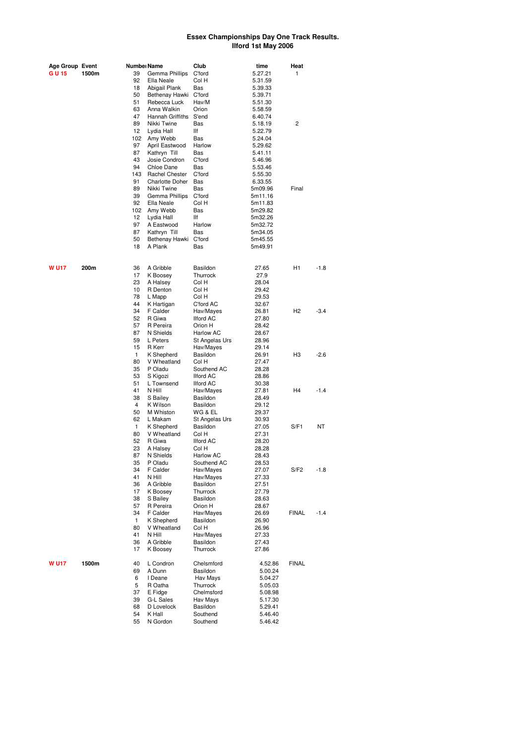**Essex Championships Day One Track Results.**
**Ilford 1st May 2006**

| Age Group | Event | Number | Name | Club | time | Heat | |
|---|---|---|---|---|---|---|---|
| G U 15 | 1500m | 39 | Gemma Phillips | C'ford | 5.27.21 | 1 | |
| | | 92 | Ella Neale | Col H | 5.31.59 | | |
| | | 18 | Abigail Plank | Bas | 5.39.33 | | |
| | | 50 | Bethenay Hawki | C'ford | 5.39.71 | | |
| | | 51 | Rebecca Luck | Hav/M | 5.51.30 | | |
| | | 63 | Anna Walkin | Orion | 5.58.59 | | |
| | | 47 | Hannah Griffiths | S'end | 6.40.74 | | |
| | | 89 | Nikki Twine | Bas | 5.18.19 | 2 | |
| | | 12 | Lydia Hall | Ilf | 5.22.79 | | |
| | | 102 | Amy Webb | Bas | 5.24.04 | | |
| | | 97 | April Eastwood | Harlow | 5.29.62 | | |
| | | 87 | Kathryn Till | Bas | 5.41.11 | | |
| | | 43 | Josie Condron | C'ford | 5.46.96 | | |
| | | 94 | Chloe Dane | Bas | 5.53.46 | | |
| | | 143 | Rachel Chester | C'ford | 5.55.30 | | |
| | | 91 | Charlotte Doher | Bas | 6.33.55 | | |
| | | 89 | Nikki Twine | Bas | 5m09.96 | Final | |
| | | 39 | Gemma Phillips | C'ford | 5m11.16 | | |
| | | 92 | Ella Neale | Col H | 5m11.83 | | |
| | | 102 | Amy Webb | Bas | 5m29.82 | | |
| | | 12 | Lydia Hall | Ilf | 5m32.26 | | |
| | | 97 | A Eastwood | Harlow | 5m32.72 | | |
| | | 87 | Kathryn Till | Bas | 5m34.05 | | |
| | | 50 | Bethenay Hawki | C'ford | 5m45.55 | | |
| | | 18 | A Plank | Bas | 5m49.91 | | |
| W U17 | 200m | 36 | A Gribble | Basildon | 27.65 | H1 | -1.8 |
| | | 17 | K Boosey | Thurrock | 27.9 | | |
| | | 23 | A Halsey | Col H | 28.04 | | |
| | | 10 | R Denton | Col H | 29.42 | | |
| | | 78 | L Mapp | Col H | 29.53 | | |
| | | 44 | K Hartigan | C'ford AC | 32.67 | | |
| | | 34 | F Calder | Hav/Mayes | 26.81 | H2 | -3.4 |
| | | 52 | R Giwa | Ilford AC | 27.80 | | |
| | | 57 | R Pereira | Orion H | 28.42 | | |
| | | 87 | N Shields | Harlow AC | 28.67 | | |
| | | 59 | L Peters | St Angelas Urs | 28.96 | | |
| | | 15 | R Kerr | Hav/Mayes | 29.14 | | |
| | | 1 | K Shepherd | Basildon | 26.91 | H3 | -2.6 |
| | | 80 | V Wheatland | Col H | 27.47 | | |
| | | 35 | P Oladu | Southend AC | 28.28 | | |
| | | 53 | S Kigozi | Ilford AC | 28.86 | | |
| | | 51 | L Townsend | Ilford AC | 30.38 | | |
| | | 41 | N Hill | Hav/Mayes | 27.81 | H4 | -1.4 |
| | | 38 | S Bailey | Basildon | 28.49 | | |
| | | 4 | K Wilson | Basildon | 29.12 | | |
| | | 50 | M Whiston | WG & EL | 29.37 | | |
| | | 62 | L Makam | St Angelas Urs | 30.93 | | |
| | | 1 | K Shepherd | Basildon | 27.05 | S/F1 | NT |
| | | 80 | V Wheatland | Col H | 27.31 | | |
| | | 52 | R Giwa | Ilford AC | 28.20 | | |
| | | 23 | A Halsey | Col H | 28.28 | | |
| | | 87 | N Shields | Harlow AC | 28.43 | | |
| | | 35 | P Oladu | Southend AC | 28.53 | | |
| | | 34 | F Calder | Hav/Mayes | 27.07 | S/F2 | -1.8 |
| | | 41 | N Hill | Hav/Mayes | 27.33 | | |
| | | 36 | A Gribble | Basildon | 27.51 | | |
| | | 17 | K Boosey | Thurrock | 27.79 | | |
| | | 38 | S Bailey | Basildon | 28.63 | | |
| | | 57 | R Pereira | Orion H | 28.67 | | |
| | | 34 | F Calder | Hav/Mayes | 26.69 | FINAL | -1.4 |
| | | 1 | K Shepherd | Basildon | 26.90 | | |
| | | 80 | V Wheatland | Col H | 26.96 | | |
| | | 41 | N Hill | Hav/Mayes | 27.33 | | |
| | | 36 | A Gribble | Basildon | 27.43 | | |
| | | 17 | K Boosey | Thurrock | 27.86 | | |
| W U17 | 1500m | 40 | L Condron | Chelsmford | 4.52.86 | FINAL | |
| | | 69 | A Dunn | Basildon | 5.00.24 | | |
| | | 6 | I Deane | Hav Mays | 5.04.27 | | |
| | | 5 | R Oatha | Thurrock | 5.05.03 | | |
| | | 37 | E Fidge | Chelmsford | 5.08.98 | | |
| | | 39 | G-L Sales | Hav Mays | 5.17.30 | | |
| | | 68 | D Lovelock | Basildon | 5.29.41 | | |
| | | 54 | K Hall | Southend | 5.46.40 | | |
| | | 55 | N Gordon | Southend | 5.46.42 | | |